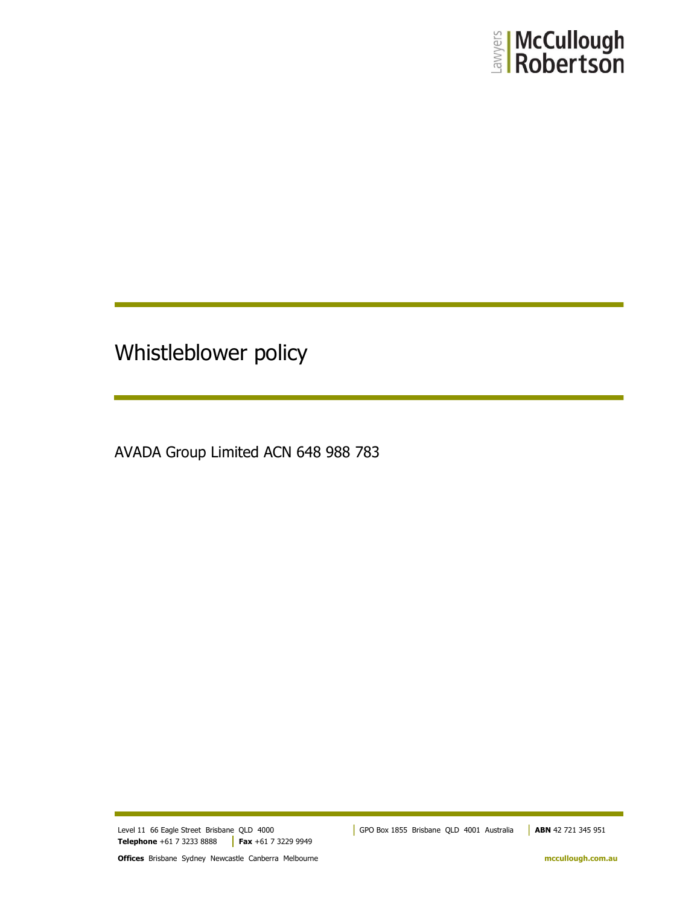# Whistleblower policy

AVADA Group Limited ACN 648 988 783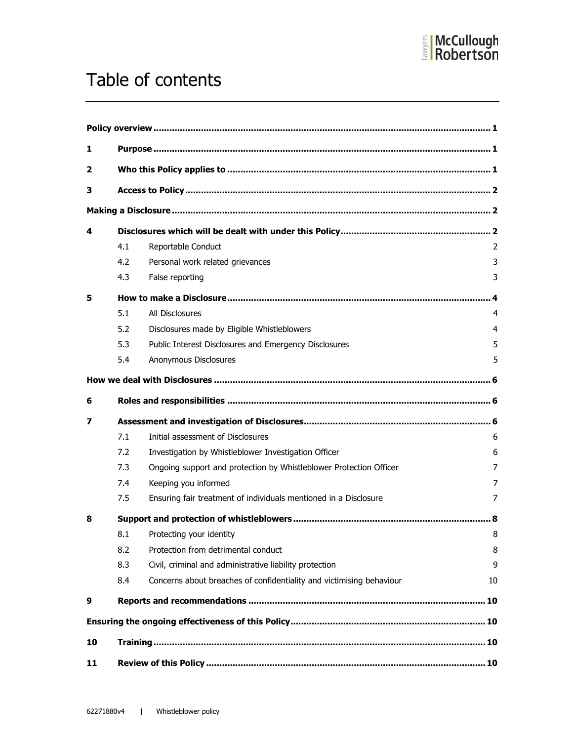# Table of contents

| | | | |
|---|---|---|---|
| **Policy overview** | | | **1** |
| **1** | **Purpose** | | **1** |
| **2** | **Who this Policy applies to** | | **1** |
| **3** | **Access to Policy** | | **2** |
| **Making a Disclosure** | | | **2** |
| **4** | **Disclosures which will be dealt with under this Policy** | | **2** |
| | 4.1 | Reportable Conduct | 2 |
| | 4.2 | Personal work related grievances | 3 |
| | 4.3 | False reporting | 3 |
| **5** | **How to make a Disclosure** | | **4** |
| | 5.1 | All Disclosures | 4 |
| | 5.2 | Disclosures made by Eligible Whistleblowers | 4 |
| | 5.3 | Public Interest Disclosures and Emergency Disclosures | 5 |
| | 5.4 | Anonymous Disclosures | 5 |
| **How we deal with Disclosures** | | | **6** |
| **6** | **Roles and responsibilities** | | **6** |
| **7** | **Assessment and investigation of Disclosures** | | **6** |
| | 7.1 | Initial assessment of Disclosures | 6 |
| | 7.2 | Investigation by Whistleblower Investigation Officer | 6 |
| | 7.3 | Ongoing support and protection by Whistleblower Protection Officer | 7 |
| | 7.4 | Keeping you informed | 7 |
| | 7.5 | Ensuring fair treatment of individuals mentioned in a Disclosure | 7 |
| **8** | **Support and protection of whistleblowers** | | **8** |
| | 8.1 | Protecting your identity | 8 |
| | 8.2 | Protection from detrimental conduct | 8 |
| | 8.3 | Civil, criminal and administrative liability protection | 9 |
| | 8.4 | Concerns about breaches of confidentiality and victimising behaviour | 10 |
| **9** | **Reports and recommendations** | | **10** |
| **Ensuring the ongoing effectiveness of this Policy** | | | **10** |
| **10** | **Training** | | **10** |
| **11** | **Review of this Policy** | | **10** |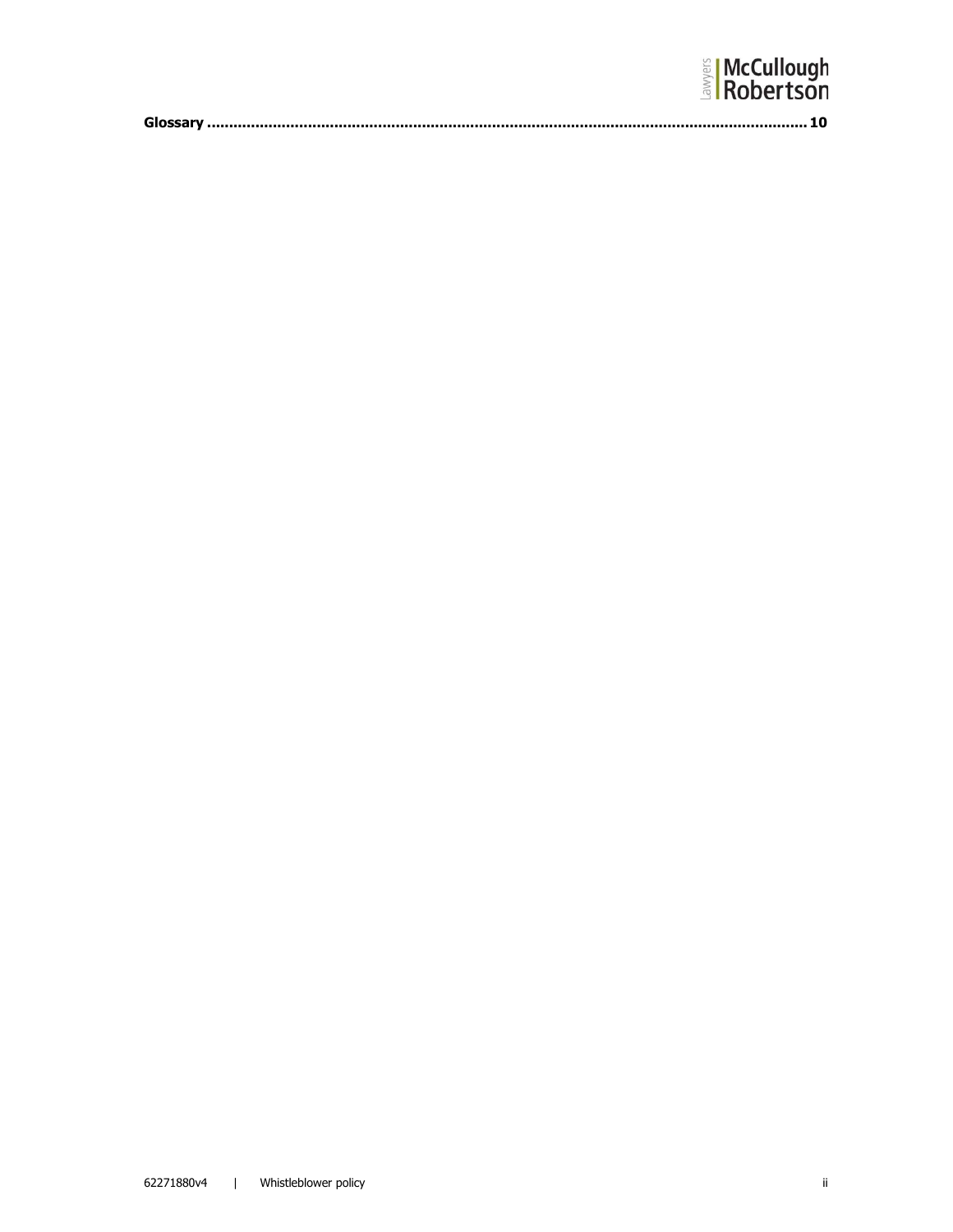**Glossary .......................................................................................................................................... 10**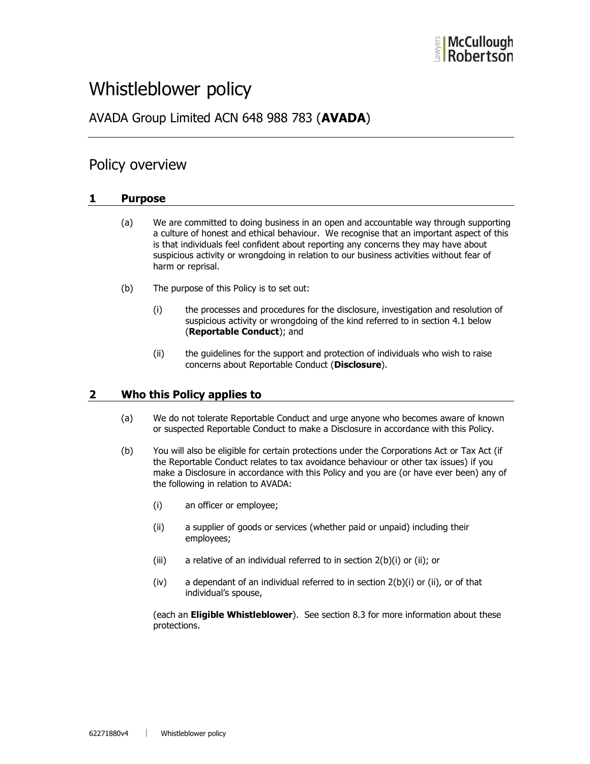# Whistleblower policy

## AVADA Group Limited ACN 648 988 783 (**AVADA**)

---

## Policy overview

### 1 Purpose

(a) We are committed to doing business in an open and accountable way through supporting a culture of honest and ethical behaviour. We recognise that an important aspect of this is that individuals feel confident about reporting any concerns they may have about suspicious activity or wrongdoing in relation to our business activities without fear of harm or reprisal.

(b) The purpose of this Policy is to set out:

(i) the processes and procedures for the disclosure, investigation and resolution of suspicious activity or wrongdoing of the kind referred to in section 4.1 below (**Reportable Conduct**); and

(ii) the guidelines for the support and protection of individuals who wish to raise concerns about Reportable Conduct (**Disclosure**).

### 2 Who this Policy applies to

(a) We do not tolerate Reportable Conduct and urge anyone who becomes aware of known or suspected Reportable Conduct to make a Disclosure in accordance with this Policy.

(b) You will also be eligible for certain protections under the Corporations Act or Tax Act (if the Reportable Conduct relates to tax avoidance behaviour or other tax issues) if you make a Disclosure in accordance with this Policy and you are (or have ever been) any of the following in relation to AVADA:

(i) an officer or employee;

(ii) a supplier of goods or services (whether paid or unpaid) including their employees;

(iii) a relative of an individual referred to in section 2(b)(i) or (ii); or

(iv) a dependant of an individual referred to in section 2(b)(i) or (ii), or of that individual's spouse,

(each an **Eligible Whistleblower**). See section 8.3 for more information about these protections.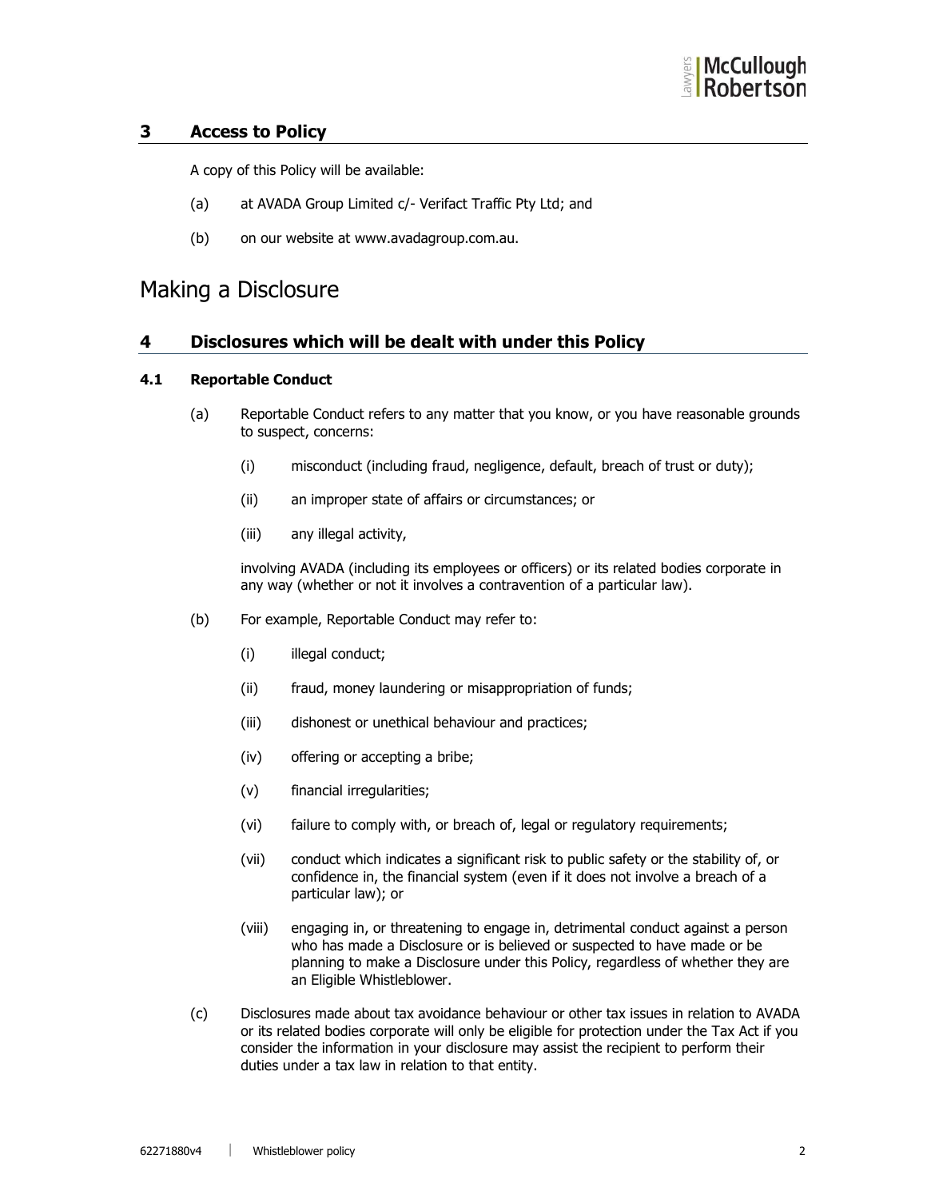## 3 Access to Policy

A copy of this Policy will be available:

(a) at AVADA Group Limited c/- Verifact Traffic Pty Ltd; and

(b) on our website at www.avadagroup.com.au.

# Making a Disclosure

## 4 Disclosures which will be dealt with under this Policy

### 4.1 Reportable Conduct

(a) Reportable Conduct refers to any matter that you know, or you have reasonable grounds to suspect, concerns:

(i) misconduct (including fraud, negligence, default, breach of trust or duty);

(ii) an improper state of affairs or circumstances; or

(iii) any illegal activity,

involving AVADA (including its employees or officers) or its related bodies corporate in any way (whether or not it involves a contravention of a particular law).

(b) For example, Reportable Conduct may refer to:

(i) illegal conduct;

(ii) fraud, money laundering or misappropriation of funds;

(iii) dishonest or unethical behaviour and practices;

(iv) offering or accepting a bribe;

(v) financial irregularities;

(vi) failure to comply with, or breach of, legal or regulatory requirements;

(vii) conduct which indicates a significant risk to public safety or the stability of, or confidence in, the financial system (even if it does not involve a breach of a particular law); or

(viii) engaging in, or threatening to engage in, detrimental conduct against a person who has made a Disclosure or is believed or suspected to have made or be planning to make a Disclosure under this Policy, regardless of whether they are an Eligible Whistleblower.

(c) Disclosures made about tax avoidance behaviour or other tax issues in relation to AVADA or its related bodies corporate will only be eligible for protection under the Tax Act if you consider the information in your disclosure may assist the recipient to perform their duties under a tax law in relation to that entity.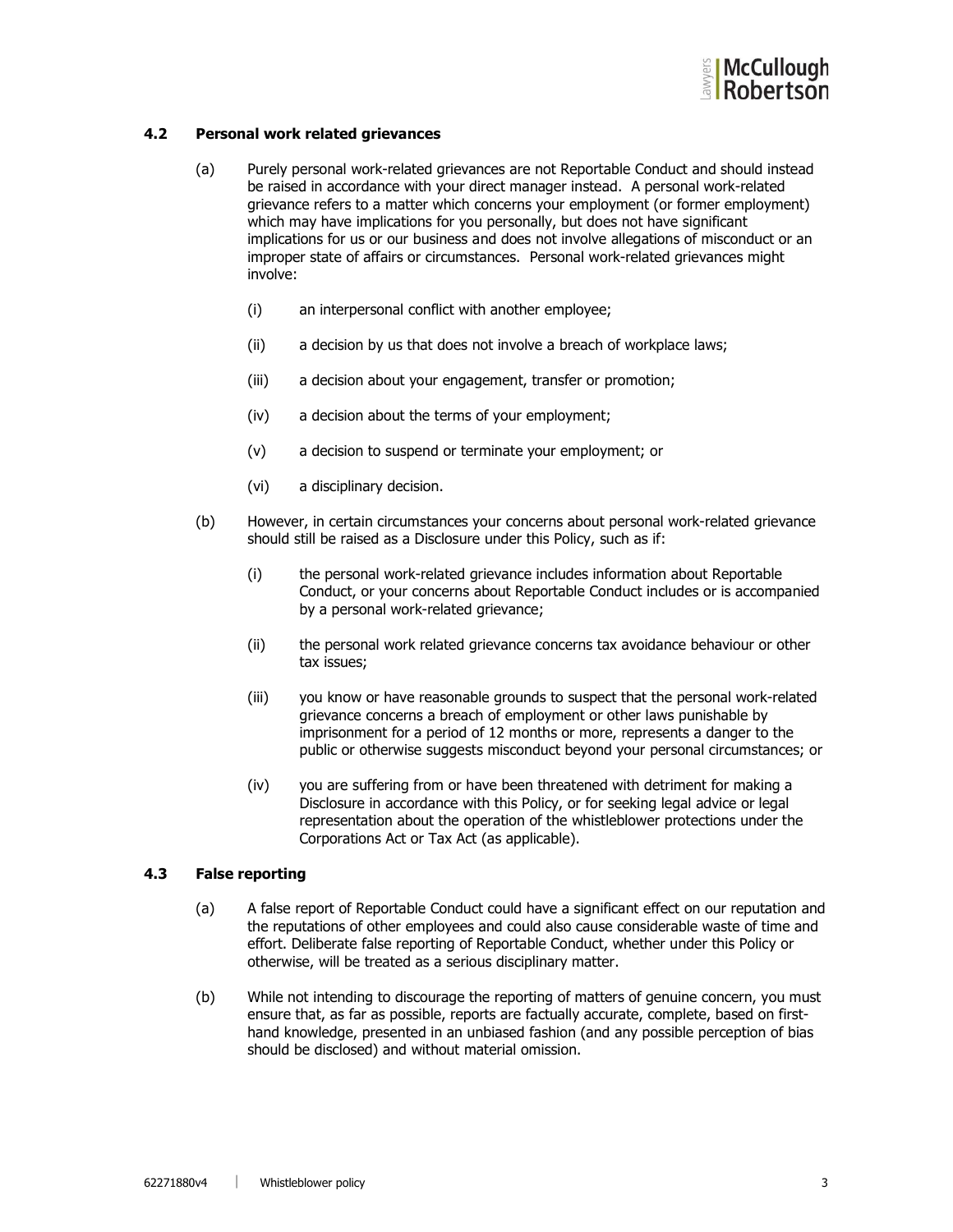### 4.2 Personal work related grievances

(a) Purely personal work-related grievances are not Reportable Conduct and should instead be raised in accordance with your direct manager instead. A personal work-related grievance refers to a matter which concerns your employment (or former employment) which may have implications for you personally, but does not have significant implications for us or our business and does not involve allegations of misconduct or an improper state of affairs or circumstances. Personal work-related grievances might involve:

(i) an interpersonal conflict with another employee;

(ii) a decision by us that does not involve a breach of workplace laws;

(iii) a decision about your engagement, transfer or promotion;

(iv) a decision about the terms of your employment;

(v) a decision to suspend or terminate your employment; or

(vi) a disciplinary decision.

(b) However, in certain circumstances your concerns about personal work-related grievance should still be raised as a Disclosure under this Policy, such as if:

(i) the personal work-related grievance includes information about Reportable Conduct, or your concerns about Reportable Conduct includes or is accompanied by a personal work-related grievance;

(ii) the personal work related grievance concerns tax avoidance behaviour or other tax issues;

(iii) you know or have reasonable grounds to suspect that the personal work-related grievance concerns a breach of employment or other laws punishable by imprisonment for a period of 12 months or more, represents a danger to the public or otherwise suggests misconduct beyond your personal circumstances; or

(iv) you are suffering from or have been threatened with detriment for making a Disclosure in accordance with this Policy, or for seeking legal advice or legal representation about the operation of the whistleblower protections under the Corporations Act or Tax Act (as applicable).

### 4.3 False reporting

(a) A false report of Reportable Conduct could have a significant effect on our reputation and the reputations of other employees and could also cause considerable waste of time and effort. Deliberate false reporting of Reportable Conduct, whether under this Policy or otherwise, will be treated as a serious disciplinary matter.

(b) While not intending to discourage the reporting of matters of genuine concern, you must ensure that, as far as possible, reports are factually accurate, complete, based on first-hand knowledge, presented in an unbiased fashion (and any possible perception of bias should be disclosed) and without material omission.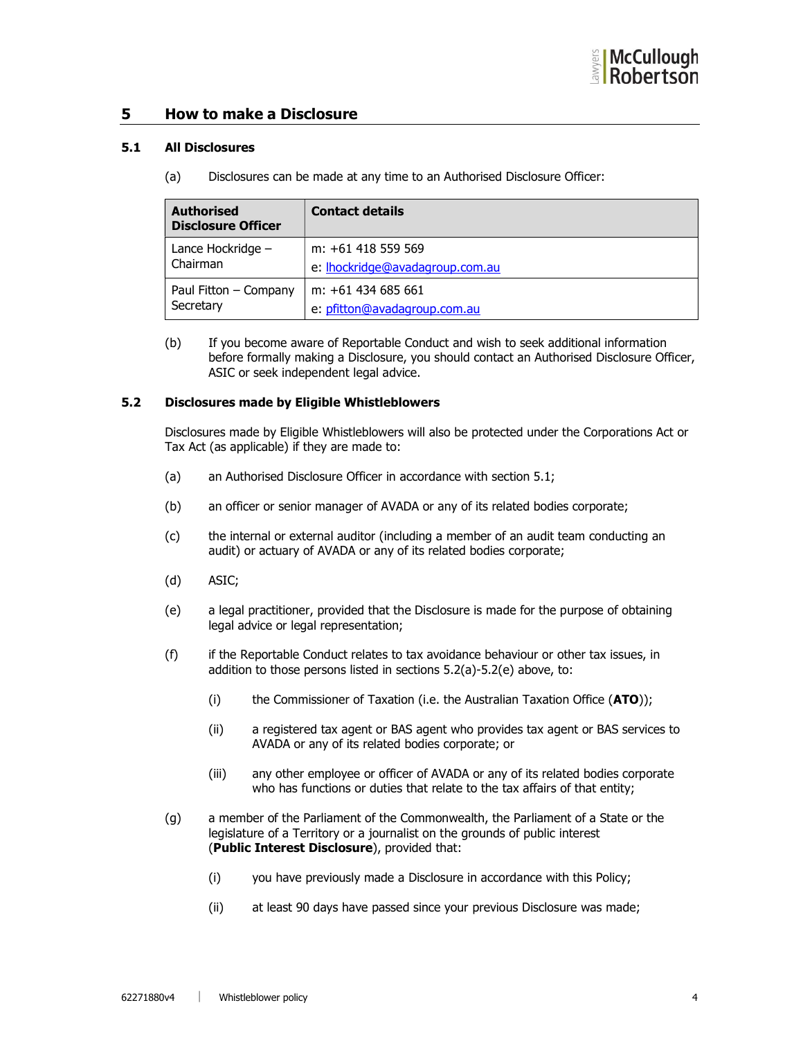## 5 How to make a Disclosure

### 5.1 All Disclosures

(a) Disclosures can be made at any time to an Authorised Disclosure Officer:

| Authorised Disclosure Officer | Contact details |
|---|---|
| Lance Hockridge – Chairman | m: +61 418 559 569<br>e: lhockridge@avadagroup.com.au |
| Paul Fitton – Company Secretary | m: +61 434 685 661<br>e: pfitton@avadagroup.com.au |

(b) If you become aware of Reportable Conduct and wish to seek additional information before formally making a Disclosure, you should contact an Authorised Disclosure Officer, ASIC or seek independent legal advice.

### 5.2 Disclosures made by Eligible Whistleblowers

Disclosures made by Eligible Whistleblowers will also be protected under the Corporations Act or Tax Act (as applicable) if they are made to:

(a) an Authorised Disclosure Officer in accordance with section 5.1;

(b) an officer or senior manager of AVADA or any of its related bodies corporate;

(c) the internal or external auditor (including a member of an audit team conducting an audit) or actuary of AVADA or any of its related bodies corporate;

(d) ASIC;

(e) a legal practitioner, provided that the Disclosure is made for the purpose of obtaining legal advice or legal representation;

(f) if the Reportable Conduct relates to tax avoidance behaviour or other tax issues, in addition to those persons listed in sections 5.2(a)-5.2(e) above, to:

(i) the Commissioner of Taxation (i.e. the Australian Taxation Office (**ATO**));

(ii) a registered tax agent or BAS agent who provides tax agent or BAS services to AVADA or any of its related bodies corporate; or

(iii) any other employee or officer of AVADA or any of its related bodies corporate who has functions or duties that relate to the tax affairs of that entity;

(g) a member of the Parliament of the Commonwealth, the Parliament of a State or the legislature of a Territory or a journalist on the grounds of public interest (**Public Interest Disclosure**), provided that:

(i) you have previously made a Disclosure in accordance with this Policy;

(ii) at least 90 days have passed since your previous Disclosure was made;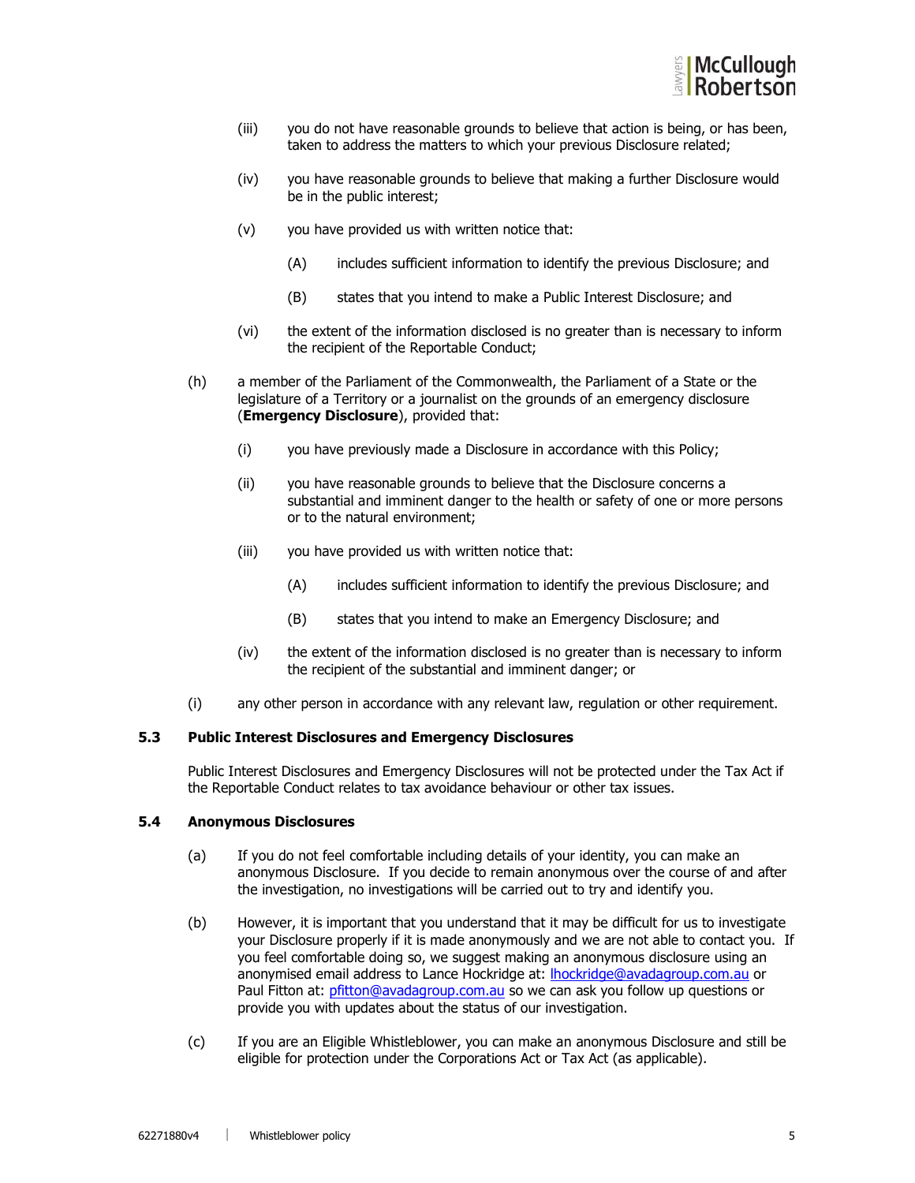(iii) you do not have reasonable grounds to believe that action is being, or has been, taken to address the matters to which your previous Disclosure related;

(iv) you have reasonable grounds to believe that making a further Disclosure would be in the public interest;

(v) you have provided us with written notice that:

(A) includes sufficient information to identify the previous Disclosure; and

(B) states that you intend to make a Public Interest Disclosure; and

(vi) the extent of the information disclosed is no greater than is necessary to inform the recipient of the Reportable Conduct;

(h) a member of the Parliament of the Commonwealth, the Parliament of a State or the legislature of a Territory or a journalist on the grounds of an emergency disclosure (**Emergency Disclosure**), provided that:

(i) you have previously made a Disclosure in accordance with this Policy;

(ii) you have reasonable grounds to believe that the Disclosure concerns a substantial and imminent danger to the health or safety of one or more persons or to the natural environment;

(iii) you have provided us with written notice that:

(A) includes sufficient information to identify the previous Disclosure; and

(B) states that you intend to make an Emergency Disclosure; and

(iv) the extent of the information disclosed is no greater than is necessary to inform the recipient of the substantial and imminent danger; or

(i) any other person in accordance with any relevant law, regulation or other requirement.

### 5.3 Public Interest Disclosures and Emergency Disclosures

Public Interest Disclosures and Emergency Disclosures will not be protected under the Tax Act if the Reportable Conduct relates to tax avoidance behaviour or other tax issues.

### 5.4 Anonymous Disclosures

(a) If you do not feel comfortable including details of your identity, you can make an anonymous Disclosure. If you decide to remain anonymous over the course of and after the investigation, no investigations will be carried out to try and identify you.

(b) However, it is important that you understand that it may be difficult for us to investigate your Disclosure properly if it is made anonymously and we are not able to contact you. If you feel comfortable doing so, we suggest making an anonymous disclosure using an anonymised email address to Lance Hockridge at: lhockridge@avadagroup.com.au or Paul Fitton at: pfitton@avadagroup.com.au so we can ask you follow up questions or provide you with updates about the status of our investigation.

(c) If you are an Eligible Whistleblower, you can make an anonymous Disclosure and still be eligible for protection under the Corporations Act or Tax Act (as applicable).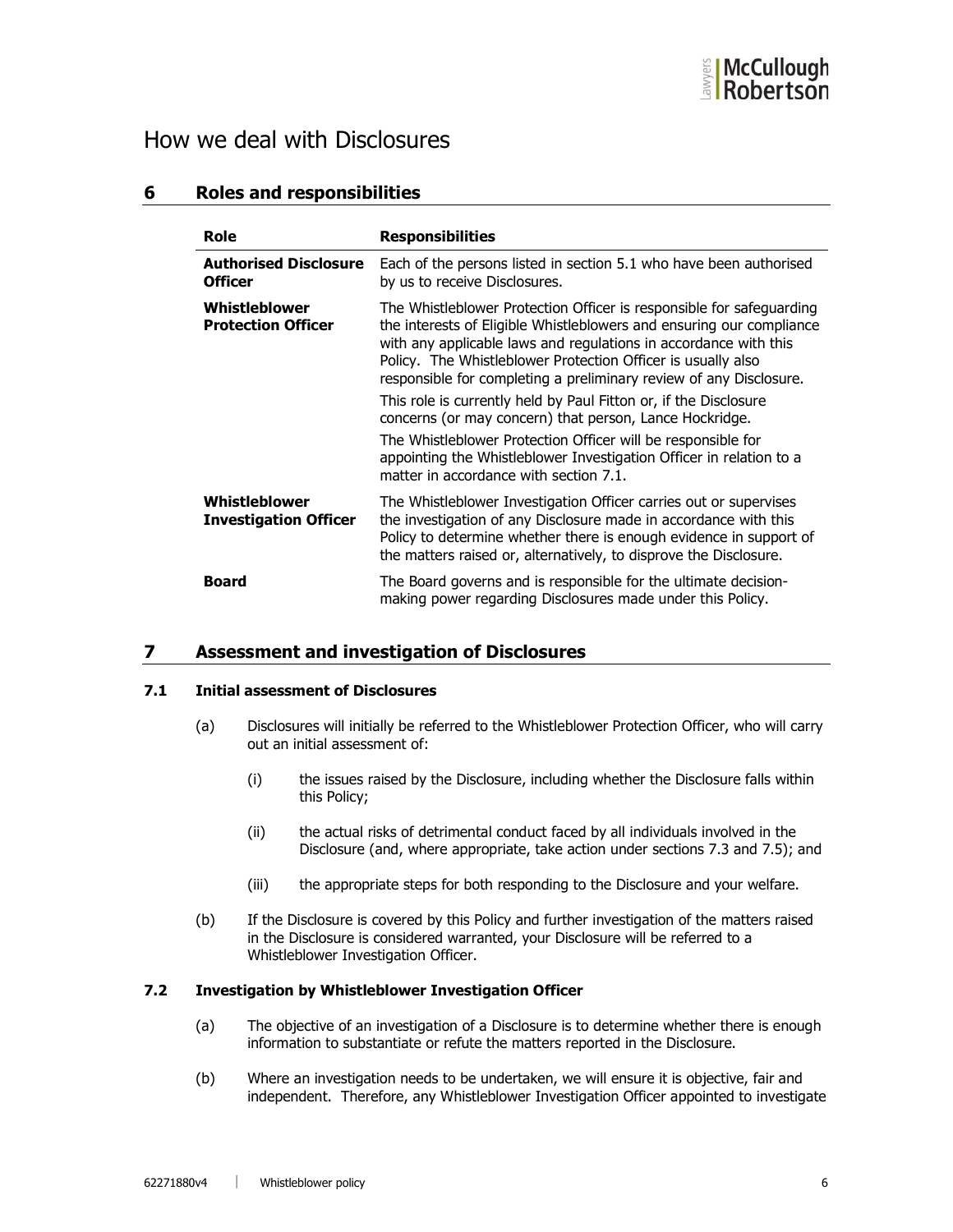# How we deal with Disclosures

## 6 Roles and responsibilities

| Role | Responsibilities |
|---|---|
| **Authorised Disclosure Officer** | Each of the persons listed in section 5.1 who have been authorised by us to receive Disclosures. |
| **Whistleblower Protection Officer** | The Whistleblower Protection Officer is responsible for safeguarding the interests of Eligible Whistleblowers and ensuring our compliance with any applicable laws and regulations in accordance with this Policy. The Whistleblower Protection Officer is usually also responsible for completing a preliminary review of any Disclosure.<br><br>This role is currently held by Paul Fitton or, if the Disclosure concerns (or may concern) that person, Lance Hockridge.<br><br>The Whistleblower Protection Officer will be responsible for appointing the Whistleblower Investigation Officer in relation to a matter in accordance with section 7.1. |
| **Whistleblower Investigation Officer** | The Whistleblower Investigation Officer carries out or supervises the investigation of any Disclosure made in accordance with this Policy to determine whether there is enough evidence in support of the matters raised or, alternatively, to disprove the Disclosure. |
| **Board** | The Board governs and is responsible for the ultimate decision-making power regarding Disclosures made under this Policy. |

## 7 Assessment and investigation of Disclosures

### 7.1 Initial assessment of Disclosures

(a) Disclosures will initially be referred to the Whistleblower Protection Officer, who will carry out an initial assessment of:

(i) the issues raised by the Disclosure, including whether the Disclosure falls within this Policy;

(ii) the actual risks of detrimental conduct faced by all individuals involved in the Disclosure (and, where appropriate, take action under sections 7.3 and 7.5); and

(iii) the appropriate steps for both responding to the Disclosure and your welfare.

(b) If the Disclosure is covered by this Policy and further investigation of the matters raised in the Disclosure is considered warranted, your Disclosure will be referred to a Whistleblower Investigation Officer.

### 7.2 Investigation by Whistleblower Investigation Officer

(a) The objective of an investigation of a Disclosure is to determine whether there is enough information to substantiate or refute the matters reported in the Disclosure.

(b) Where an investigation needs to be undertaken, we will ensure it is objective, fair and independent. Therefore, any Whistleblower Investigation Officer appointed to investigate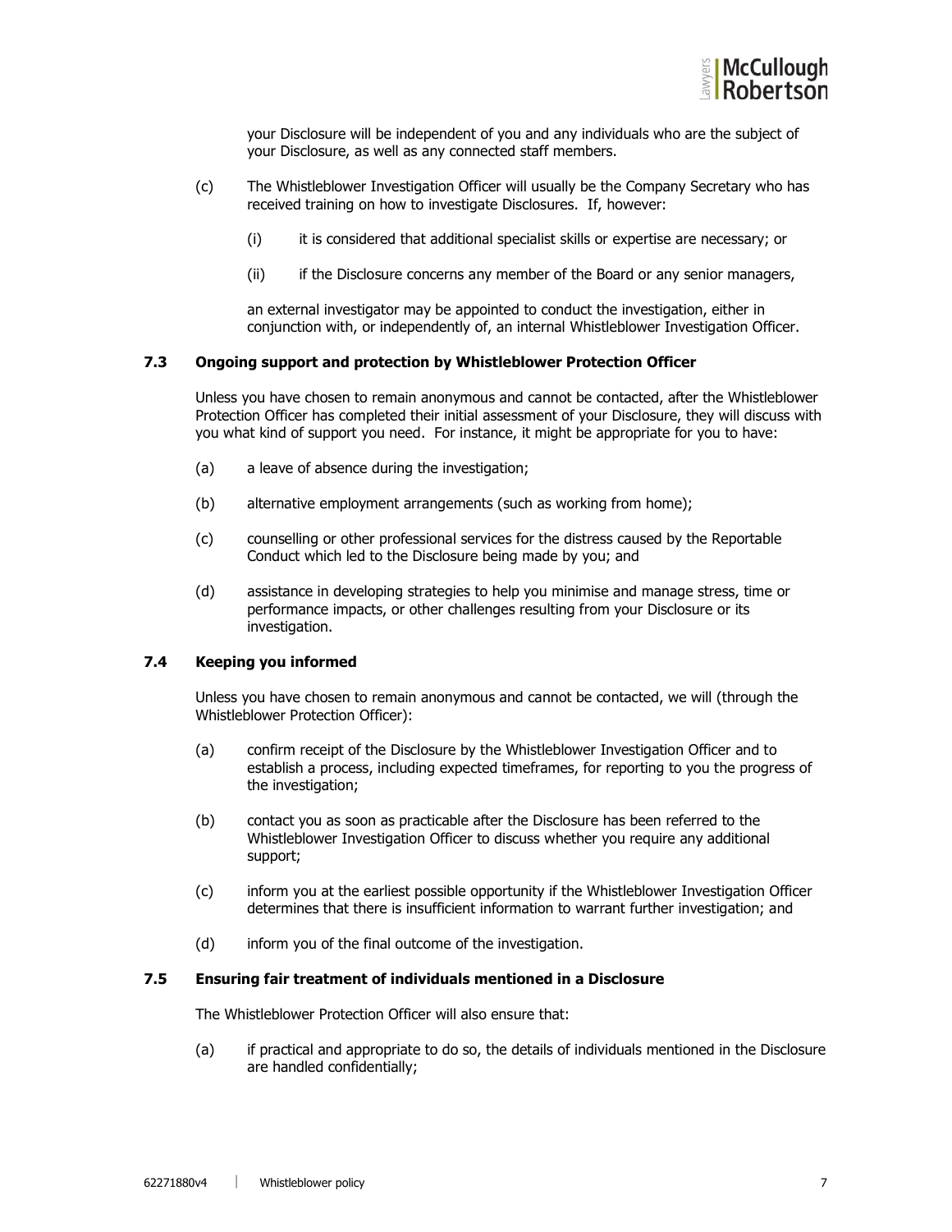your Disclosure will be independent of you and any individuals who are the subject of your Disclosure, as well as any connected staff members.

(c) The Whistleblower Investigation Officer will usually be the Company Secretary who has received training on how to investigate Disclosures. If, however:

(i) it is considered that additional specialist skills or expertise are necessary; or

(ii) if the Disclosure concerns any member of the Board or any senior managers,

an external investigator may be appointed to conduct the investigation, either in conjunction with, or independently of, an internal Whistleblower Investigation Officer.

### 7.3 Ongoing support and protection by Whistleblower Protection Officer

Unless you have chosen to remain anonymous and cannot be contacted, after the Whistleblower Protection Officer has completed their initial assessment of your Disclosure, they will discuss with you what kind of support you need. For instance, it might be appropriate for you to have:

(a) a leave of absence during the investigation;

(b) alternative employment arrangements (such as working from home);

(c) counselling or other professional services for the distress caused by the Reportable Conduct which led to the Disclosure being made by you; and

(d) assistance in developing strategies to help you minimise and manage stress, time or performance impacts, or other challenges resulting from your Disclosure or its investigation.

### 7.4 Keeping you informed

Unless you have chosen to remain anonymous and cannot be contacted, we will (through the Whistleblower Protection Officer):

(a) confirm receipt of the Disclosure by the Whistleblower Investigation Officer and to establish a process, including expected timeframes, for reporting to you the progress of the investigation;

(b) contact you as soon as practicable after the Disclosure has been referred to the Whistleblower Investigation Officer to discuss whether you require any additional support;

(c) inform you at the earliest possible opportunity if the Whistleblower Investigation Officer determines that there is insufficient information to warrant further investigation; and

(d) inform you of the final outcome of the investigation.

### 7.5 Ensuring fair treatment of individuals mentioned in a Disclosure

The Whistleblower Protection Officer will also ensure that:

(a) if practical and appropriate to do so, the details of individuals mentioned in the Disclosure are handled confidentially;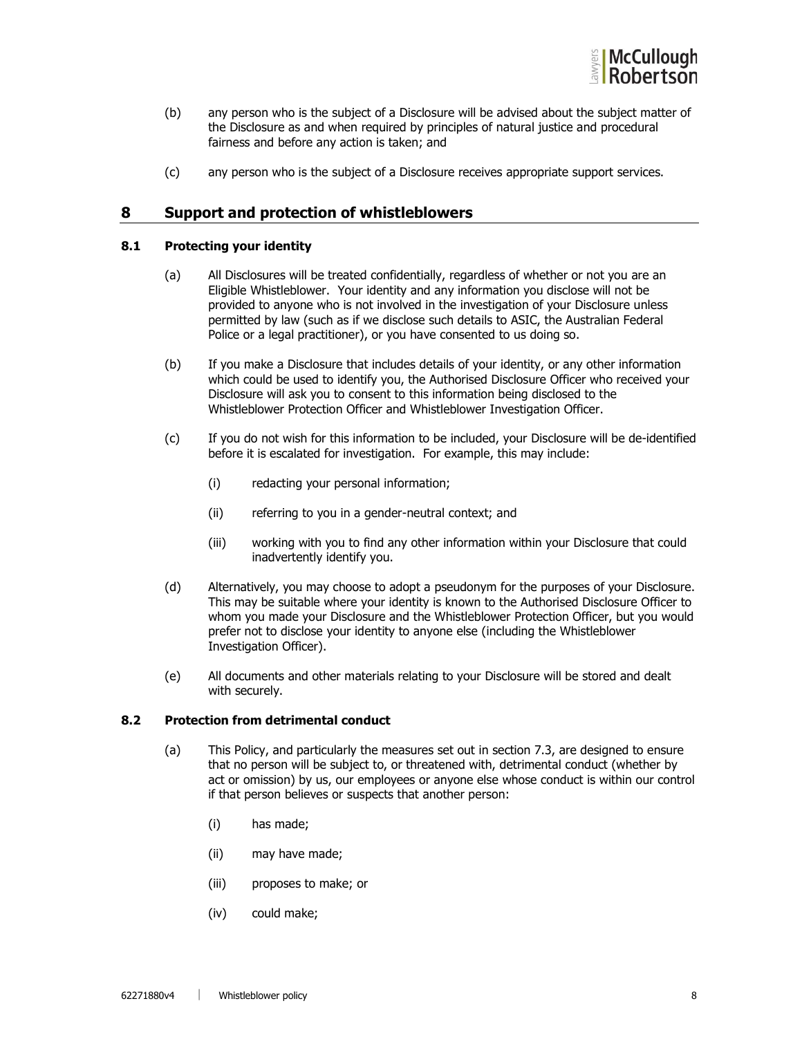(b) any person who is the subject of a Disclosure will be advised about the subject matter of the Disclosure as and when required by principles of natural justice and procedural fairness and before any action is taken; and

(c) any person who is the subject of a Disclosure receives appropriate support services.

## 8 Support and protection of whistleblowers

### 8.1 Protecting your identity

(a) All Disclosures will be treated confidentially, regardless of whether or not you are an Eligible Whistleblower. Your identity and any information you disclose will not be provided to anyone who is not involved in the investigation of your Disclosure unless permitted by law (such as if we disclose such details to ASIC, the Australian Federal Police or a legal practitioner), or you have consented to us doing so.

(b) If you make a Disclosure that includes details of your identity, or any other information which could be used to identify you, the Authorised Disclosure Officer who received your Disclosure will ask you to consent to this information being disclosed to the Whistleblower Protection Officer and Whistleblower Investigation Officer.

(c) If you do not wish for this information to be included, your Disclosure will be de-identified before it is escalated for investigation. For example, this may include:

(i) redacting your personal information;

(ii) referring to you in a gender-neutral context; and

(iii) working with you to find any other information within your Disclosure that could inadvertently identify you.

(d) Alternatively, you may choose to adopt a pseudonym for the purposes of your Disclosure. This may be suitable where your identity is known to the Authorised Disclosure Officer to whom you made your Disclosure and the Whistleblower Protection Officer, but you would prefer not to disclose your identity to anyone else (including the Whistleblower Investigation Officer).

(e) All documents and other materials relating to your Disclosure will be stored and dealt with securely.

### 8.2 Protection from detrimental conduct

(a) This Policy, and particularly the measures set out in section 7.3, are designed to ensure that no person will be subject to, or threatened with, detrimental conduct (whether by act or omission) by us, our employees or anyone else whose conduct is within our control if that person believes or suspects that another person:

(i) has made;

(ii) may have made;

(iii) proposes to make; or

(iv) could make;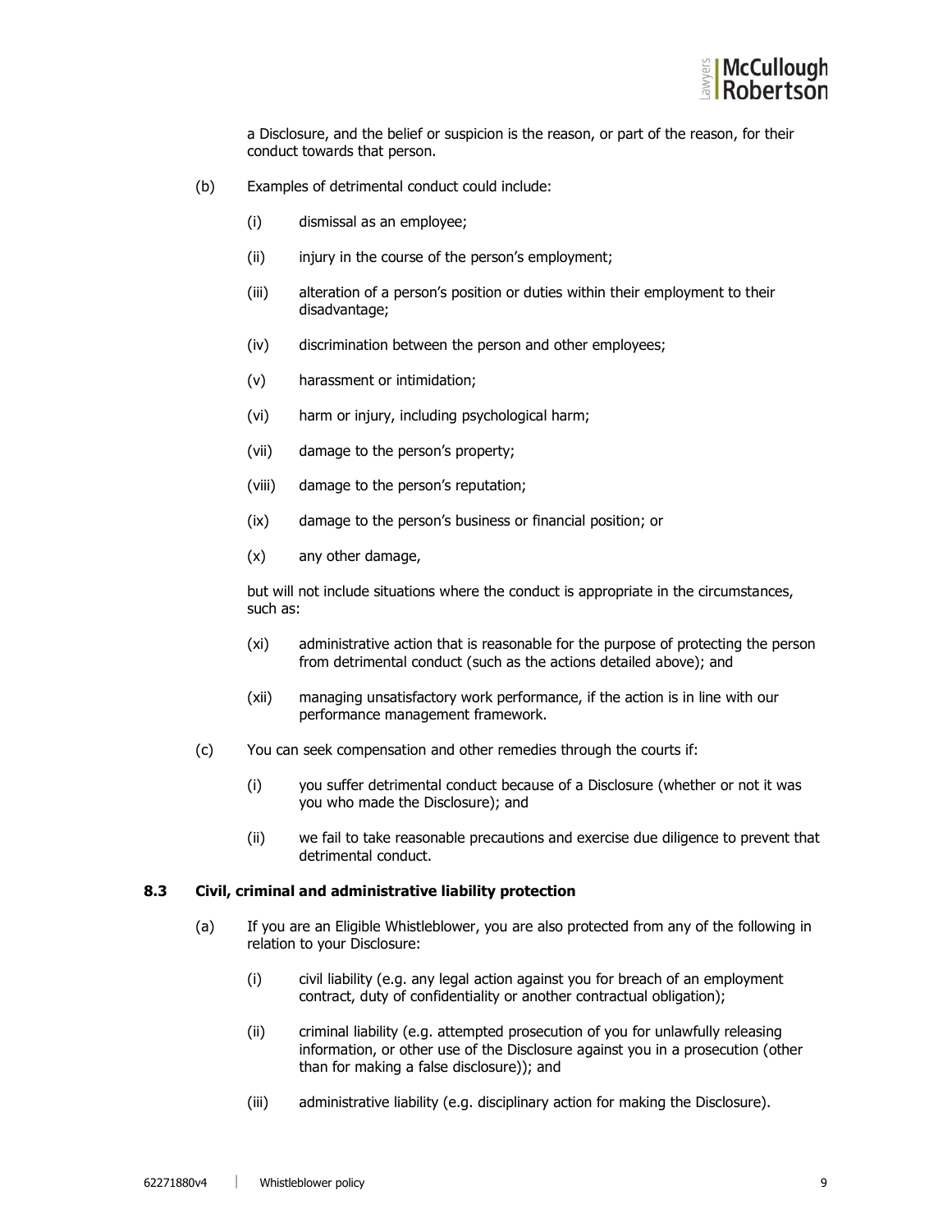a Disclosure, and the belief or suspicion is the reason, or part of the reason, for their conduct towards that person.

(b) Examples of detrimental conduct could include:

(i) dismissal as an employee;

(ii) injury in the course of the person's employment;

(iii) alteration of a person's position or duties within their employment to their disadvantage;

(iv) discrimination between the person and other employees;

(v) harassment or intimidation;

(vi) harm or injury, including psychological harm;

(vii) damage to the person's property;

(viii) damage to the person's reputation;

(ix) damage to the person's business or financial position; or

(x) any other damage,

but will not include situations where the conduct is appropriate in the circumstances, such as:

(xi) administrative action that is reasonable for the purpose of protecting the person from detrimental conduct (such as the actions detailed above); and

(xii) managing unsatisfactory work performance, if the action is in line with our performance management framework.

(c) You can seek compensation and other remedies through the courts if:

(i) you suffer detrimental conduct because of a Disclosure (whether or not it was you who made the Disclosure); and

(ii) we fail to take reasonable precautions and exercise due diligence to prevent that detrimental conduct.

### 8.3 Civil, criminal and administrative liability protection

(a) If you are an Eligible Whistleblower, you are also protected from any of the following in relation to your Disclosure:

(i) civil liability (e.g. any legal action against you for breach of an employment contract, duty of confidentiality or another contractual obligation);

(ii) criminal liability (e.g. attempted prosecution of you for unlawfully releasing information, or other use of the Disclosure against you in a prosecution (other than for making a false disclosure)); and

(iii) administrative liability (e.g. disciplinary action for making the Disclosure).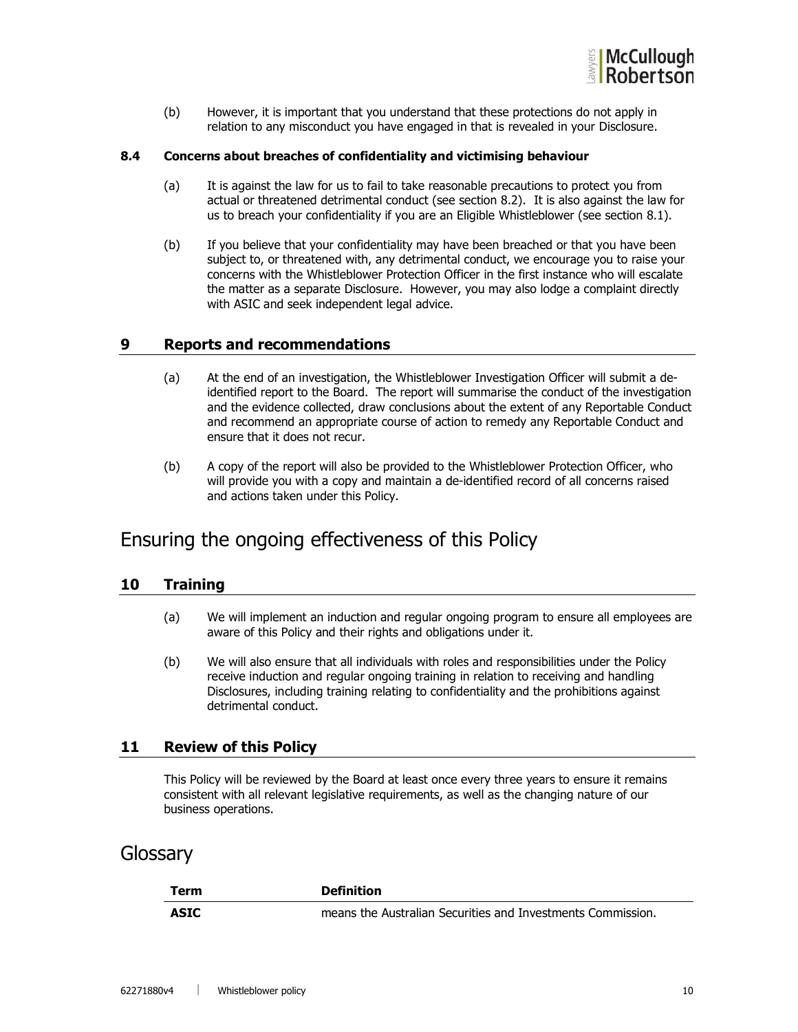(b) However, it is important that you understand that these protections do not apply in relation to any misconduct you have engaged in that is revealed in your Disclosure.

**8.4 Concerns about breaches of confidentiality and victimising behaviour**

(a) It is against the law for us to fail to take reasonable precautions to protect you from actual or threatened detrimental conduct (see section 8.2). It is also against the law for us to breach your confidentiality if you are an Eligible Whistleblower (see section 8.1).

(b) If you believe that your confidentiality may have been breached or that you have been subject to, or threatened with, any detrimental conduct, we encourage you to raise your concerns with the Whistleblower Protection Officer in the first instance who will escalate the matter as a separate Disclosure. However, you may also lodge a complaint directly with ASIC and seek independent legal advice.

## 9 Reports and recommendations

(a) At the end of an investigation, the Whistleblower Investigation Officer will submit a de-identified report to the Board. The report will summarise the conduct of the investigation and the evidence collected, draw conclusions about the extent of any Reportable Conduct and recommend an appropriate course of action to remedy any Reportable Conduct and ensure that it does not recur.

(b) A copy of the report will also be provided to the Whistleblower Protection Officer, who will provide you with a copy and maintain a de-identified record of all concerns raised and actions taken under this Policy.

# Ensuring the ongoing effectiveness of this Policy

## 10 Training

(a) We will implement an induction and regular ongoing program to ensure all employees are aware of this Policy and their rights and obligations under it.

(b) We will also ensure that all individuals with roles and responsibilities under the Policy receive induction and regular ongoing training in relation to receiving and handling Disclosures, including training relating to confidentiality and the prohibitions against detrimental conduct.

## 11 Review of this Policy

This Policy will be reviewed by the Board at least once every three years to ensure it remains consistent with all relevant legislative requirements, as well as the changing nature of our business operations.

# Glossary

| Term | Definition |
|---|---|
| **ASIC** | means the Australian Securities and Investments Commission. |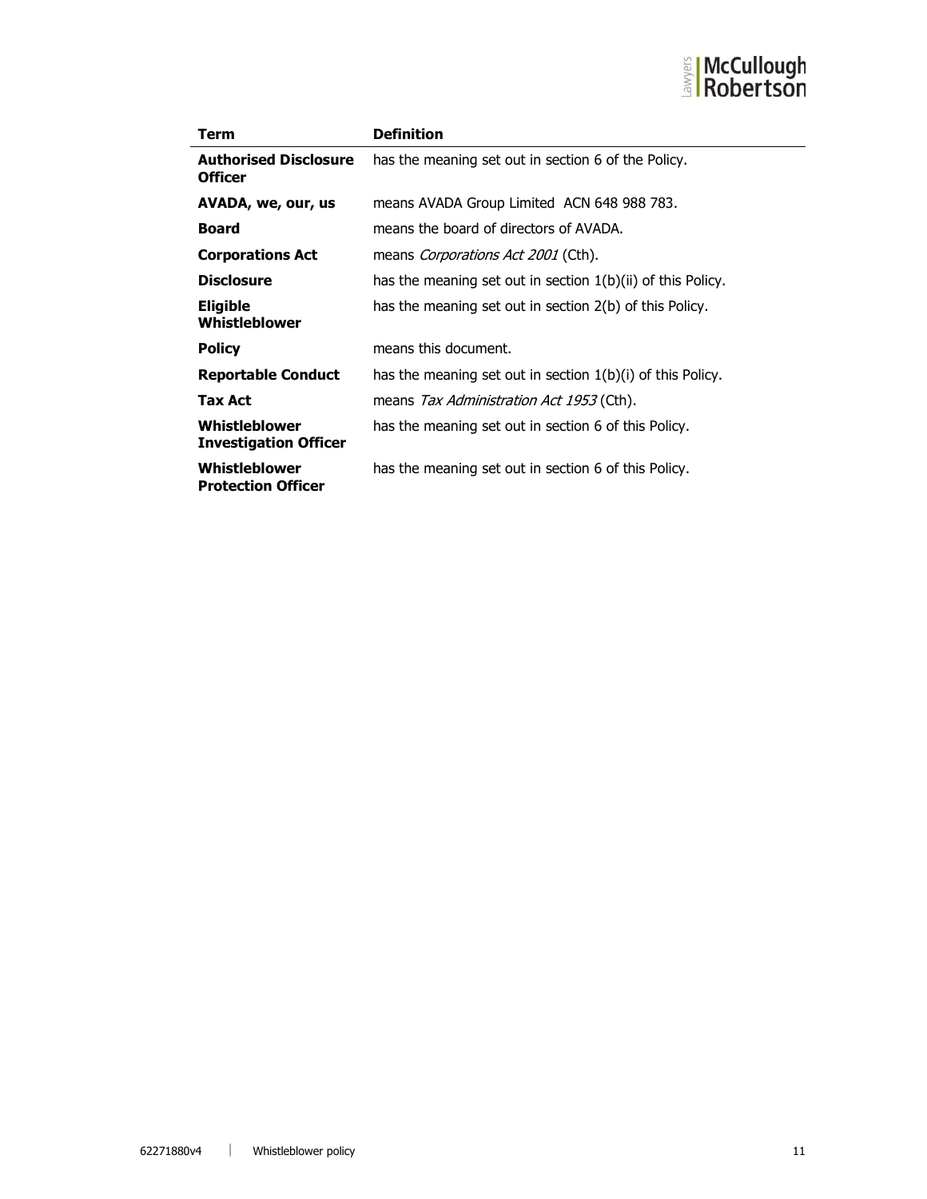| Term | Definition |
| --- | --- |
| **Authorised Disclosure Officer** | has the meaning set out in section 6 of the Policy. |
| **AVADA, we, our, us** | means AVADA Group Limited ACN 648 988 783. |
| **Board** | means the board of directors of AVADA. |
| **Corporations Act** | means *Corporations Act 2001* (Cth). |
| **Disclosure** | has the meaning set out in section 1(b)(ii) of this Policy. |
| **Eligible Whistleblower** | has the meaning set out in section 2(b) of this Policy. |
| **Policy** | means this document. |
| **Reportable Conduct** | has the meaning set out in section 1(b)(i) of this Policy. |
| **Tax Act** | means *Tax Administration Act 1953* (Cth). |
| **Whistleblower Investigation Officer** | has the meaning set out in section 6 of this Policy. |
| **Whistleblower Protection Officer** | has the meaning set out in section 6 of this Policy. |